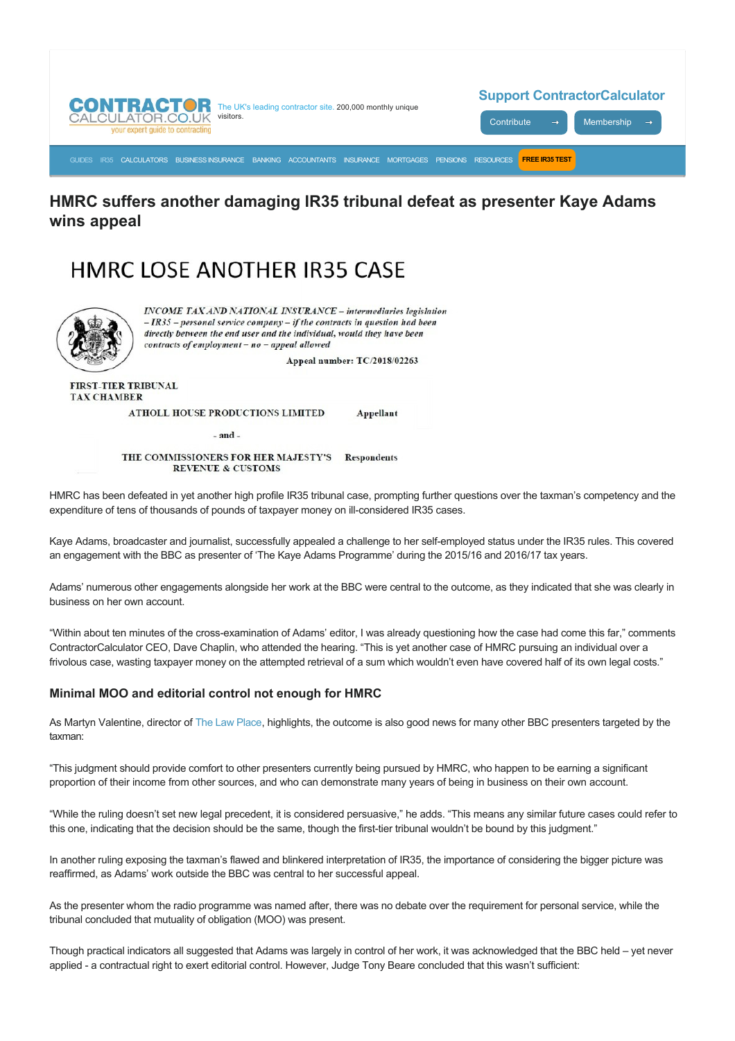# HMRC suffers another damaging IR35 tribunal defeat as presenter Kaye Adams wins appeal

## HMRC LOSE ANOTHER IR35 CASE

*INCOME TAX AND NATIONAL INSURANCE – intermediaries legislation – IR35 – personal service company – if the contracts in question had been directly between the end user and the individual, would they have been contracts of employment – no – appeal allowed*

**Appeal number: TC/2018/02263**

FIRST-TIER TRIBUNAL
TAX CHAMBER

ATHOLL HOUSE PRODUCTIONS LIMITED — Appellant

- and -

THE COMMISSIONERS FOR HER MAJESTY'S REVENUE & CUSTOMS — Respondents

HMRC has been defeated in yet another high profile IR35 tribunal case, prompting further questions over the taxman's competency and the expenditure of tens of thousands of pounds of taxpayer money on ill-considered IR35 cases.

Kaye Adams, broadcaster and journalist, successfully appealed a challenge to her self-employed status under the IR35 rules. This covered an engagement with the BBC as presenter of 'The Kaye Adams Programme' during the 2015/16 and 2016/17 tax years.

Adams' numerous other engagements alongside her work at the BBC were central to the outcome, as they indicated that she was clearly in business on her own account.

"Within about ten minutes of the cross-examination of Adams' editor, I was already questioning how the case had come this far," comments ContractorCalculator CEO, Dave Chaplin, who attended the hearing. "This is yet another case of HMRC pursuing an individual over a frivolous case, wasting taxpayer money on the attempted retrieval of a sum which wouldn't even have covered half of its own legal costs."

### Minimal MOO and editorial control not enough for HMRC

As Martyn Valentine, director of The Law Place, highlights, the outcome is also good news for many other BBC presenters targeted by the taxman:

"This judgment should provide comfort to other presenters currently being pursued by HMRC, who happen to be earning a significant proportion of their income from other sources, and who can demonstrate many years of being in business on their own account.

"While the ruling doesn't set new legal precedent, it is considered persuasive," he adds. "This means any similar future cases could refer to this one, indicating that the decision should be the same, though the first-tier tribunal wouldn't be bound by this judgment."

In another ruling exposing the taxman's flawed and blinkered interpretation of IR35, the importance of considering the bigger picture was reaffirmed, as Adams' work outside the BBC was central to her successful appeal.

As the presenter whom the radio programme was named after, there was no debate over the requirement for personal service, while the tribunal concluded that mutuality of obligation (MOO) was present.

Though practical indicators all suggested that Adams was largely in control of her work, it was acknowledged that the BBC held – yet never applied - a contractual right to exert editorial control. However, Judge Tony Beare concluded that this wasn't sufficient: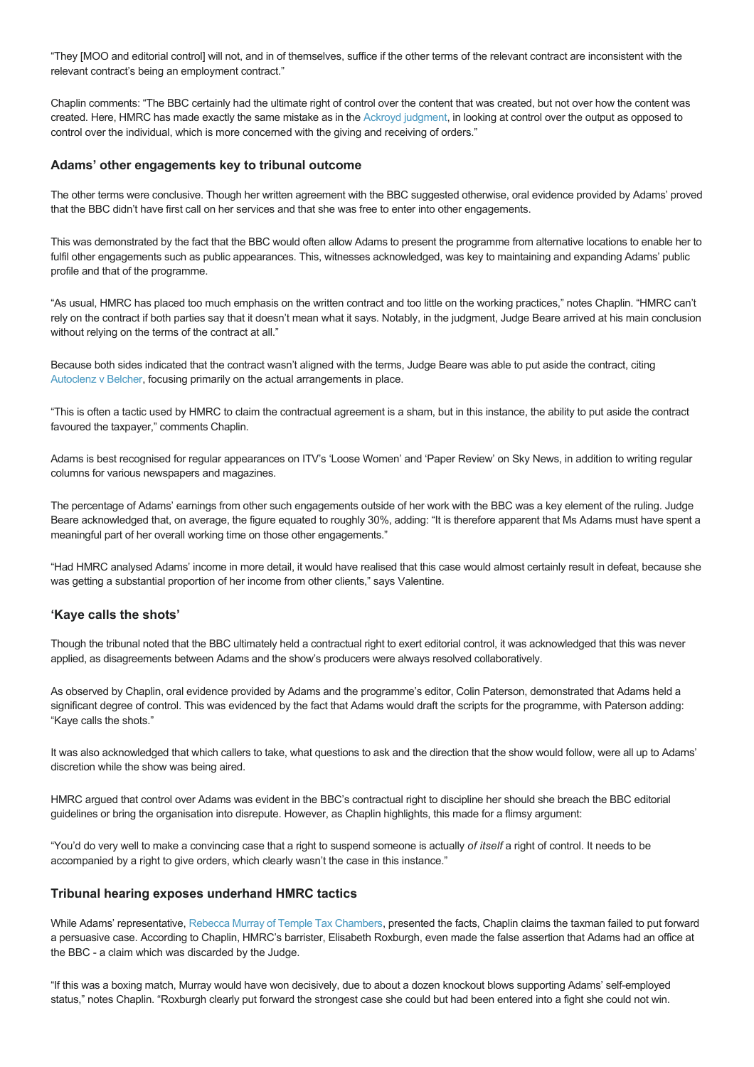"They [MOO and editorial control] will not, and in of themselves, suffice if the other terms of the relevant contract are inconsistent with the relevant contract's being an employment contract."

Chaplin comments: "The BBC certainly had the ultimate right of control over the content that was created, but not over how the content was created. Here, HMRC has made exactly the same mistake as in the Ackroyd judgment, in looking at control over the output as opposed to control over the individual, which is more concerned with the giving and receiving of orders."

### Adams' other engagements key to tribunal outcome

The other terms were conclusive. Though her written agreement with the BBC suggested otherwise, oral evidence provided by Adams' proved that the BBC didn't have first call on her services and that she was free to enter into other engagements.

This was demonstrated by the fact that the BBC would often allow Adams to present the programme from alternative locations to enable her to fulfil other engagements such as public appearances. This, witnesses acknowledged, was key to maintaining and expanding Adams' public profile and that of the programme.

"As usual, HMRC has placed too much emphasis on the written contract and too little on the working practices," notes Chaplin. "HMRC can't rely on the contract if both parties say that it doesn't mean what it says. Notably, in the judgment, Judge Beare arrived at his main conclusion without relying on the terms of the contract at all."

Because both sides indicated that the contract wasn't aligned with the terms, Judge Beare was able to put aside the contract, citing Autoclenz v Belcher, focusing primarily on the actual arrangements in place.

"This is often a tactic used by HMRC to claim the contractual agreement is a sham, but in this instance, the ability to put aside the contract favoured the taxpayer," comments Chaplin.

Adams is best recognised for regular appearances on ITV's 'Loose Women' and 'Paper Review' on Sky News, in addition to writing regular columns for various newspapers and magazines.

The percentage of Adams' earnings from other such engagements outside of her work with the BBC was a key element of the ruling. Judge Beare acknowledged that, on average, the figure equated to roughly 30%, adding: "It is therefore apparent that Ms Adams must have spent a meaningful part of her overall working time on those other engagements."

"Had HMRC analysed Adams' income in more detail, it would have realised that this case would almost certainly result in defeat, because she was getting a substantial proportion of her income from other clients," says Valentine.

### 'Kaye calls the shots'

Though the tribunal noted that the BBC ultimately held a contractual right to exert editorial control, it was acknowledged that this was never applied, as disagreements between Adams and the show's producers were always resolved collaboratively.

As observed by Chaplin, oral evidence provided by Adams and the programme's editor, Colin Paterson, demonstrated that Adams held a significant degree of control. This was evidenced by the fact that Adams would draft the scripts for the programme, with Paterson adding: "Kaye calls the shots."

It was also acknowledged that which callers to take, what questions to ask and the direction that the show would follow, were all up to Adams' discretion while the show was being aired.

HMRC argued that control over Adams was evident in the BBC's contractual right to discipline her should she breach the BBC editorial guidelines or bring the organisation into disrepute. However, as Chaplin highlights, this made for a flimsy argument:

"You'd do very well to make a convincing case that a right to suspend someone is actually *of itself* a right of control. It needs to be accompanied by a right to give orders, which clearly wasn't the case in this instance."

### Tribunal hearing exposes underhand HMRC tactics

While Adams' representative, Rebecca Murray of Temple Tax Chambers, presented the facts, Chaplin claims the taxman failed to put forward a persuasive case. According to Chaplin, HMRC's barrister, Elisabeth Roxburgh, even made the false assertion that Adams had an office at the BBC - a claim which was discarded by the Judge.

"If this was a boxing match, Murray would have won decisively, due to about a dozen knockout blows supporting Adams' self-employed status," notes Chaplin. "Roxburgh clearly put forward the strongest case she could but had been entered into a fight she could not win.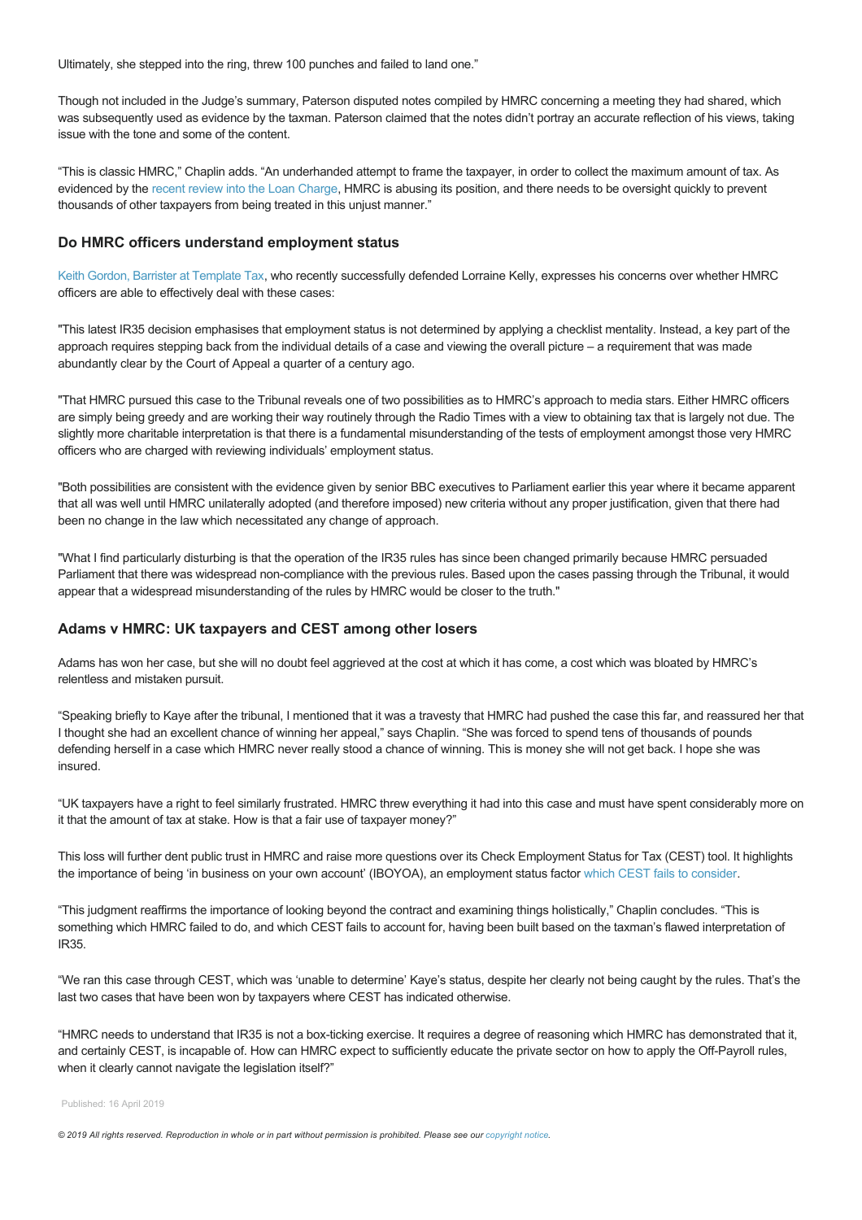Ultimately, she stepped into the ring, threw 100 punches and failed to land one."

Though not included in the Judge's summary, Paterson disputed notes compiled by HMRC concerning a meeting they had shared, which was subsequently used as evidence by the taxman. Paterson claimed that the notes didn't portray an accurate reflection of his views, taking issue with the tone and some of the content.

"This is classic HMRC," Chaplin adds. "An underhanded attempt to frame the taxpayer, in order to collect the maximum amount of tax. As evidenced by the recent review into the Loan Charge, HMRC is abusing its position, and there needs to be oversight quickly to prevent thousands of other taxpayers from being treated in this unjust manner."

## Do HMRC officers understand employment status

Keith Gordon, Barrister at Template Tax, who recently successfully defended Lorraine Kelly, expresses his concerns over whether HMRC officers are able to effectively deal with these cases:

"This latest IR35 decision emphasises that employment status is not determined by applying a checklist mentality. Instead, a key part of the approach requires stepping back from the individual details of a case and viewing the overall picture – a requirement that was made abundantly clear by the Court of Appeal a quarter of a century ago.

"That HMRC pursued this case to the Tribunal reveals one of two possibilities as to HMRC's approach to media stars. Either HMRC officers are simply being greedy and are working their way routinely through the Radio Times with a view to obtaining tax that is largely not due. The slightly more charitable interpretation is that there is a fundamental misunderstanding of the tests of employment amongst those very HMRC officers who are charged with reviewing individuals' employment status.

"Both possibilities are consistent with the evidence given by senior BBC executives to Parliament earlier this year where it became apparent that all was well until HMRC unilaterally adopted (and therefore imposed) new criteria without any proper justification, given that there had been no change in the law which necessitated any change of approach.

"What I find particularly disturbing is that the operation of the IR35 rules has since been changed primarily because HMRC persuaded Parliament that there was widespread non-compliance with the previous rules. Based upon the cases passing through the Tribunal, it would appear that a widespread misunderstanding of the rules by HMRC would be closer to the truth."

## Adams v HMRC: UK taxpayers and CEST among other losers

Adams has won her case, but she will no doubt feel aggrieved at the cost at which it has come, a cost which was bloated by HMRC's relentless and mistaken pursuit.

"Speaking briefly to Kaye after the tribunal, I mentioned that it was a travesty that HMRC had pushed the case this far, and reassured her that I thought she had an excellent chance of winning her appeal," says Chaplin. "She was forced to spend tens of thousands of pounds defending herself in a case which HMRC never really stood a chance of winning. This is money she will not get back. I hope she was insured.

"UK taxpayers have a right to feel similarly frustrated. HMRC threw everything it had into this case and must have spent considerably more on it that the amount of tax at stake. How is that a fair use of taxpayer money?"

This loss will further dent public trust in HMRC and raise more questions over its Check Employment Status for Tax (CEST) tool. It highlights the importance of being 'in business on your own account' (IBOYOA), an employment status factor which CEST fails to consider.

"This judgment reaffirms the importance of looking beyond the contract and examining things holistically," Chaplin concludes. "This is something which HMRC failed to do, and which CEST fails to account for, having been built based on the taxman's flawed interpretation of IR35.

"We ran this case through CEST, which was 'unable to determine' Kaye's status, despite her clearly not being caught by the rules. That's the last two cases that have been won by taxpayers where CEST has indicated otherwise.

"HMRC needs to understand that IR35 is not a box-ticking exercise. It requires a degree of reasoning which HMRC has demonstrated that it, and certainly CEST, is incapable of. How can HMRC expect to sufficiently educate the private sector on how to apply the Off-Payroll rules, when it clearly cannot navigate the legislation itself?"

Published: 16 April 2019

*© 2019 All rights reserved. Reproduction in whole or in part without permission is prohibited. Please see our copyright notice.*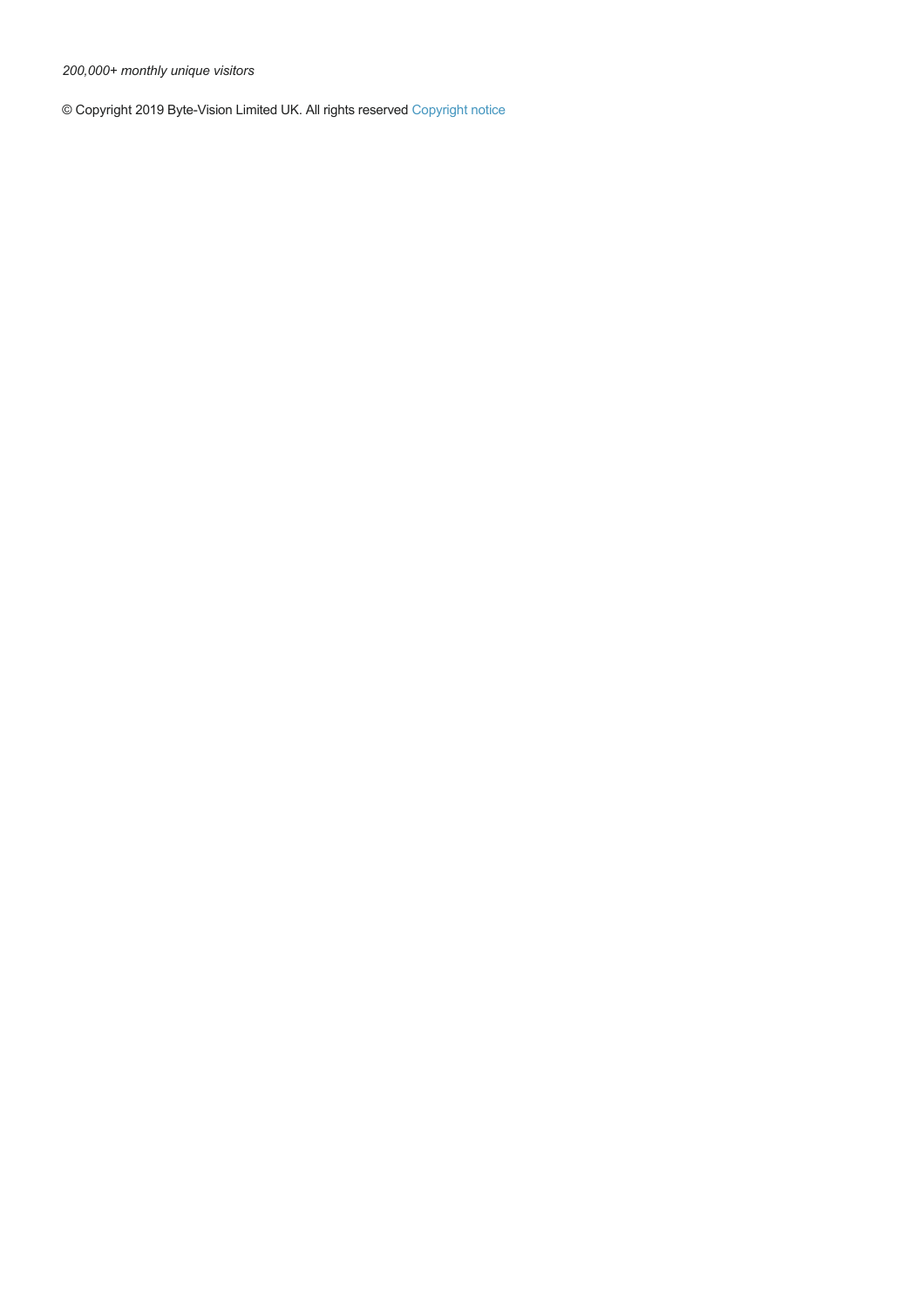*200,000+ monthly unique visitors*

© Copyright 2019 Byte-Vision Limited UK. All rights reserved Copyright notice